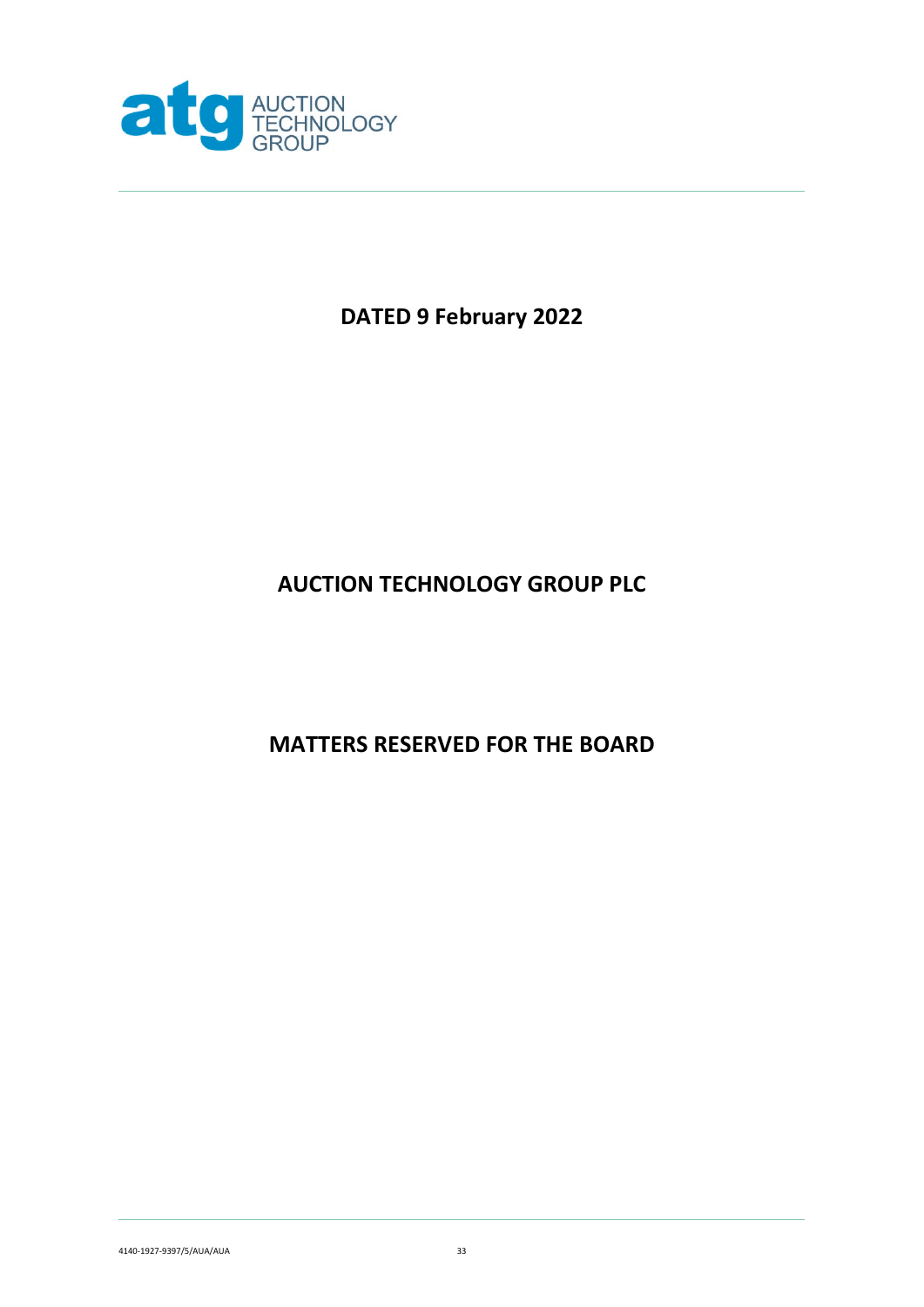**DATED 9 February 2022**

# AUCTION TECHNOLOGY GROUP PLC

# MATTERS RESERVED FOR THE BOARD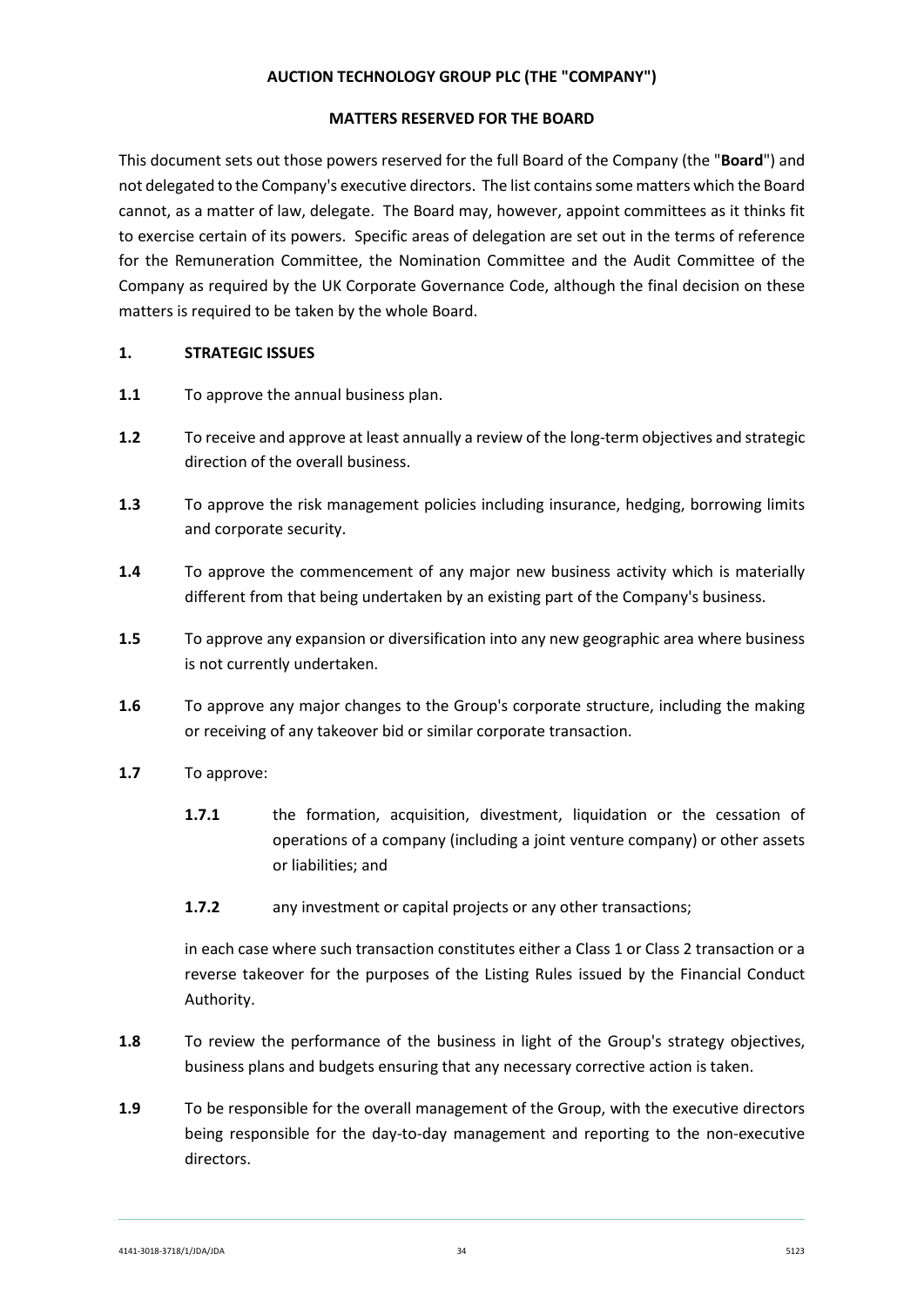**AUCTION TECHNOLOGY GROUP PLC (THE "COMPANY")**

**MATTERS RESERVED FOR THE BOARD**

This document sets out those powers reserved for the full Board of the Company (the "**Board**") and not delegated to the Company's executive directors. The list contains some matters which the Board cannot, as a matter of law, delegate. The Board may, however, appoint committees as it thinks fit to exercise certain of its powers. Specific areas of delegation are set out in the terms of reference for the Remuneration Committee, the Nomination Committee and the Audit Committee of the Company as required by the UK Corporate Governance Code, although the final decision on these matters is required to be taken by the whole Board.

## 1. STRATEGIC ISSUES

**1.1** To approve the annual business plan.

**1.2** To receive and approve at least annually a review of the long-term objectives and strategic direction of the overall business.

**1.3** To approve the risk management policies including insurance, hedging, borrowing limits and corporate security.

**1.4** To approve the commencement of any major new business activity which is materially different from that being undertaken by an existing part of the Company's business.

**1.5** To approve any expansion or diversification into any new geographic area where business is not currently undertaken.

**1.6** To approve any major changes to the Group's corporate structure, including the making or receiving of any takeover bid or similar corporate transaction.

**1.7** To approve:

- **1.7.1** the formation, acquisition, divestment, liquidation or the cessation of operations of a company (including a joint venture company) or other assets or liabilities; and
- **1.7.2** any investment or capital projects or any other transactions;

in each case where such transaction constitutes either a Class 1 or Class 2 transaction or a reverse takeover for the purposes of the Listing Rules issued by the Financial Conduct Authority.

**1.8** To review the performance of the business in light of the Group's strategy objectives, business plans and budgets ensuring that any necessary corrective action is taken.

**1.9** To be responsible for the overall management of the Group, with the executive directors being responsible for the day-to-day management and reporting to the non-executive directors.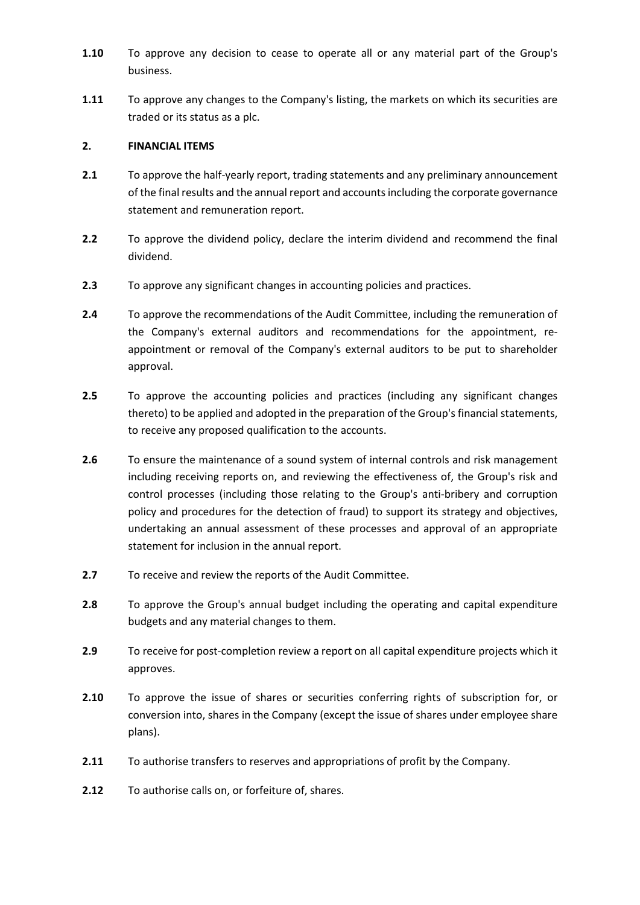**1.10** To approve any decision to cease to operate all or any material part of the Group's business.

**1.11** To approve any changes to the Company's listing, the markets on which its securities are traded or its status as a plc.

## 2. FINANCIAL ITEMS

**2.1** To approve the half-yearly report, trading statements and any preliminary announcement of the final results and the annual report and accounts including the corporate governance statement and remuneration report.

**2.2** To approve the dividend policy, declare the interim dividend and recommend the final dividend.

**2.3** To approve any significant changes in accounting policies and practices.

**2.4** To approve the recommendations of the Audit Committee, including the remuneration of the Company's external auditors and recommendations for the appointment, re-appointment or removal of the Company's external auditors to be put to shareholder approval.

**2.5** To approve the accounting policies and practices (including any significant changes thereto) to be applied and adopted in the preparation of the Group's financial statements, to receive any proposed qualification to the accounts.

**2.6** To ensure the maintenance of a sound system of internal controls and risk management including receiving reports on, and reviewing the effectiveness of, the Group's risk and control processes (including those relating to the Group's anti-bribery and corruption policy and procedures for the detection of fraud) to support its strategy and objectives, undertaking an annual assessment of these processes and approval of an appropriate statement for inclusion in the annual report.

**2.7** To receive and review the reports of the Audit Committee.

**2.8** To approve the Group's annual budget including the operating and capital expenditure budgets and any material changes to them.

**2.9** To receive for post-completion review a report on all capital expenditure projects which it approves.

**2.10** To approve the issue of shares or securities conferring rights of subscription for, or conversion into, shares in the Company (except the issue of shares under employee share plans).

**2.11** To authorise transfers to reserves and appropriations of profit by the Company.

**2.12** To authorise calls on, or forfeiture of, shares.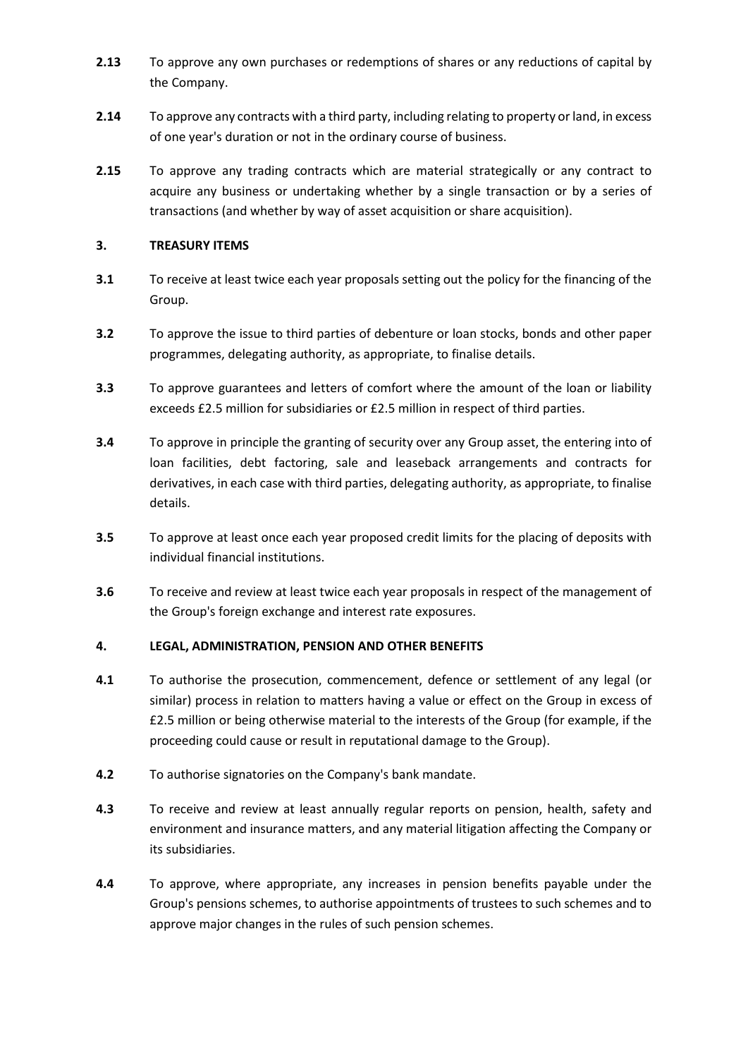**2.13** To approve any own purchases or redemptions of shares or any reductions of capital by the Company.

**2.14** To approve any contracts with a third party, including relating to property or land, in excess of one year's duration or not in the ordinary course of business.

**2.15** To approve any trading contracts which are material strategically or any contract to acquire any business or undertaking whether by a single transaction or by a series of transactions (and whether by way of asset acquisition or share acquisition).

**3. TREASURY ITEMS**

**3.1** To receive at least twice each year proposals setting out the policy for the financing of the Group.

**3.2** To approve the issue to third parties of debenture or loan stocks, bonds and other paper programmes, delegating authority, as appropriate, to finalise details.

**3.3** To approve guarantees and letters of comfort where the amount of the loan or liability exceeds £2.5 million for subsidiaries or £2.5 million in respect of third parties.

**3.4** To approve in principle the granting of security over any Group asset, the entering into of loan facilities, debt factoring, sale and leaseback arrangements and contracts for derivatives, in each case with third parties, delegating authority, as appropriate, to finalise details.

**3.5** To approve at least once each year proposed credit limits for the placing of deposits with individual financial institutions.

**3.6** To receive and review at least twice each year proposals in respect of the management of the Group's foreign exchange and interest rate exposures.

**4. LEGAL, ADMINISTRATION, PENSION AND OTHER BENEFITS**

**4.1** To authorise the prosecution, commencement, defence or settlement of any legal (or similar) process in relation to matters having a value or effect on the Group in excess of £2.5 million or being otherwise material to the interests of the Group (for example, if the proceeding could cause or result in reputational damage to the Group).

**4.2** To authorise signatories on the Company's bank mandate.

**4.3** To receive and review at least annually regular reports on pension, health, safety and environment and insurance matters, and any material litigation affecting the Company or its subsidiaries.

**4.4** To approve, where appropriate, any increases in pension benefits payable under the Group's pensions schemes, to authorise appointments of trustees to such schemes and to approve major changes in the rules of such pension schemes.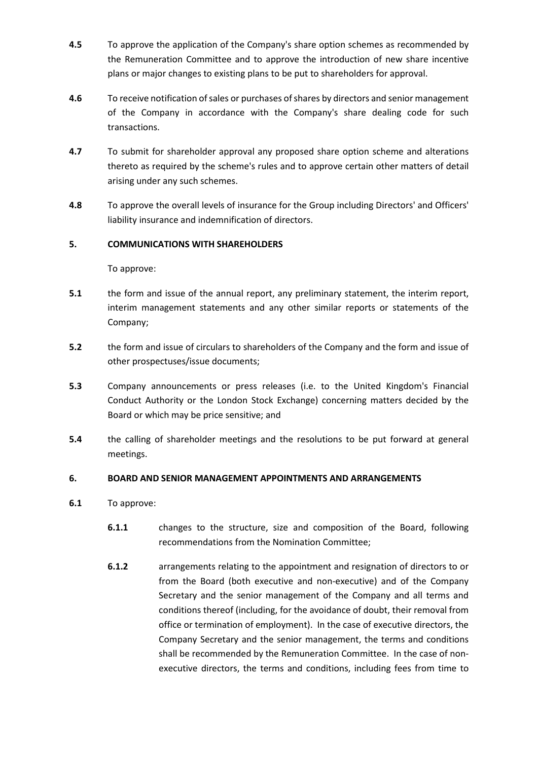**4.5** To approve the application of the Company's share option schemes as recommended by the Remuneration Committee and to approve the introduction of new share incentive plans or major changes to existing plans to be put to shareholders for approval.

**4.6** To receive notification of sales or purchases of shares by directors and senior management of the Company in accordance with the Company's share dealing code for such transactions.

**4.7** To submit for shareholder approval any proposed share option scheme and alterations thereto as required by the scheme's rules and to approve certain other matters of detail arising under any such schemes.

**4.8** To approve the overall levels of insurance for the Group including Directors' and Officers' liability insurance and indemnification of directors.

## 5. COMMUNICATIONS WITH SHAREHOLDERS

To approve:

**5.1** the form and issue of the annual report, any preliminary statement, the interim report, interim management statements and any other similar reports or statements of the Company;

**5.2** the form and issue of circulars to shareholders of the Company and the form and issue of other prospectuses/issue documents;

**5.3** Company announcements or press releases (i.e. to the United Kingdom's Financial Conduct Authority or the London Stock Exchange) concerning matters decided by the Board or which may be price sensitive; and

**5.4** the calling of shareholder meetings and the resolutions to be put forward at general meetings.

## 6. BOARD AND SENIOR MANAGEMENT APPOINTMENTS AND ARRANGEMENTS

**6.1** To approve:

**6.1.1** changes to the structure, size and composition of the Board, following recommendations from the Nomination Committee;

**6.1.2** arrangements relating to the appointment and resignation of directors to or from the Board (both executive and non-executive) and of the Company Secretary and the senior management of the Company and all terms and conditions thereof (including, for the avoidance of doubt, their removal from office or termination of employment). In the case of executive directors, the Company Secretary and the senior management, the terms and conditions shall be recommended by the Remuneration Committee. In the case of non-executive directors, the terms and conditions, including fees from time to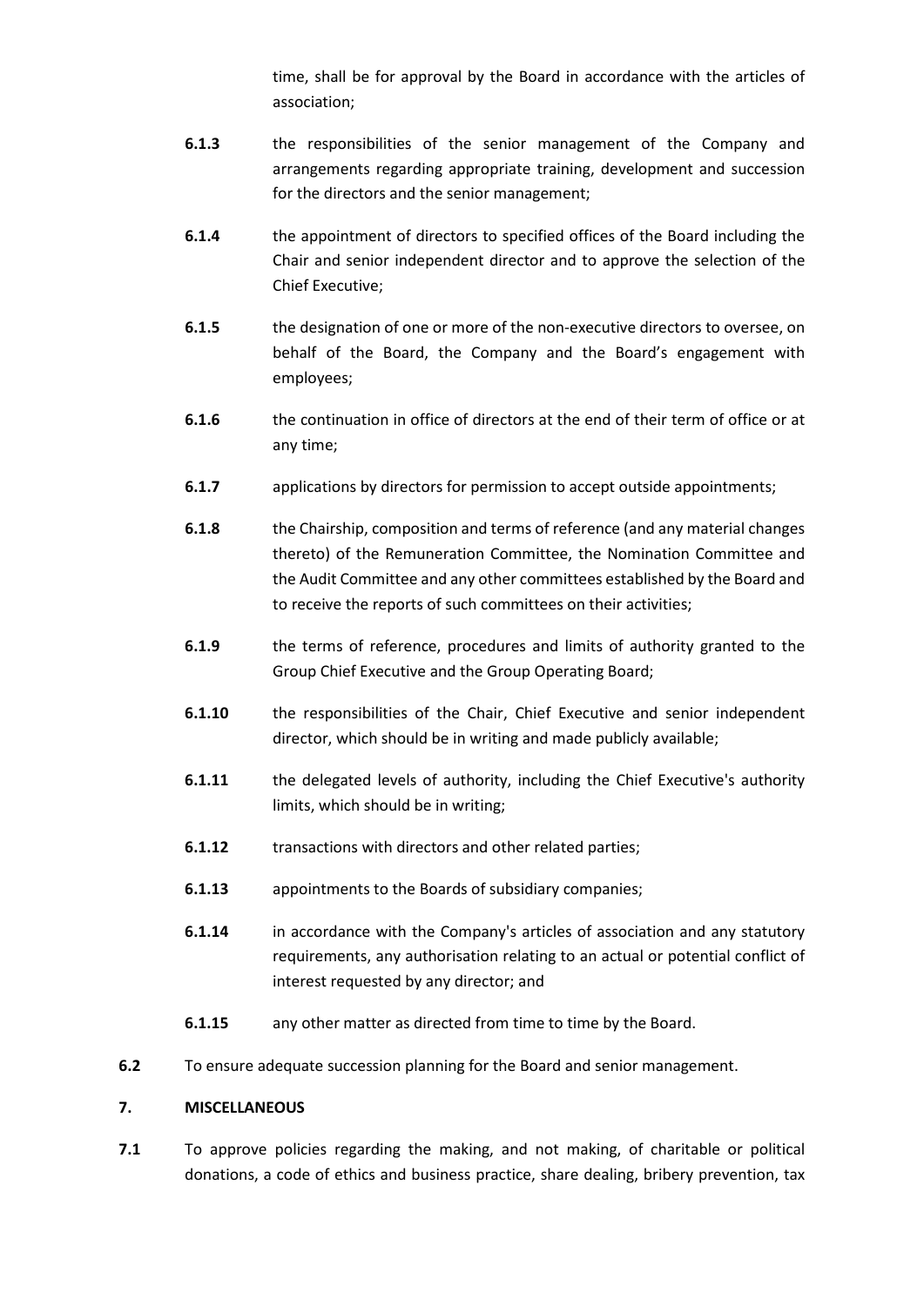time, shall be for approval by the Board in accordance with the articles of association;

**6.1.3** the responsibilities of the senior management of the Company and arrangements regarding appropriate training, development and succession for the directors and the senior management;

**6.1.4** the appointment of directors to specified offices of the Board including the Chair and senior independent director and to approve the selection of the Chief Executive;

**6.1.5** the designation of one or more of the non-executive directors to oversee, on behalf of the Board, the Company and the Board's engagement with employees;

**6.1.6** the continuation in office of directors at the end of their term of office or at any time;

**6.1.7** applications by directors for permission to accept outside appointments;

**6.1.8** the Chairship, composition and terms of reference (and any material changes thereto) of the Remuneration Committee, the Nomination Committee and the Audit Committee and any other committees established by the Board and to receive the reports of such committees on their activities;

**6.1.9** the terms of reference, procedures and limits of authority granted to the Group Chief Executive and the Group Operating Board;

**6.1.10** the responsibilities of the Chair, Chief Executive and senior independent director, which should be in writing and made publicly available;

**6.1.11** the delegated levels of authority, including the Chief Executive's authority limits, which should be in writing;

**6.1.12** transactions with directors and other related parties;

**6.1.13** appointments to the Boards of subsidiary companies;

**6.1.14** in accordance with the Company's articles of association and any statutory requirements, any authorisation relating to an actual or potential conflict of interest requested by any director; and

**6.1.15** any other matter as directed from time to time by the Board.

**6.2** To ensure adequate succession planning for the Board and senior management.

## 7. MISCELLANEOUS

**7.1** To approve policies regarding the making, and not making, of charitable or political donations, a code of ethics and business practice, share dealing, bribery prevention, tax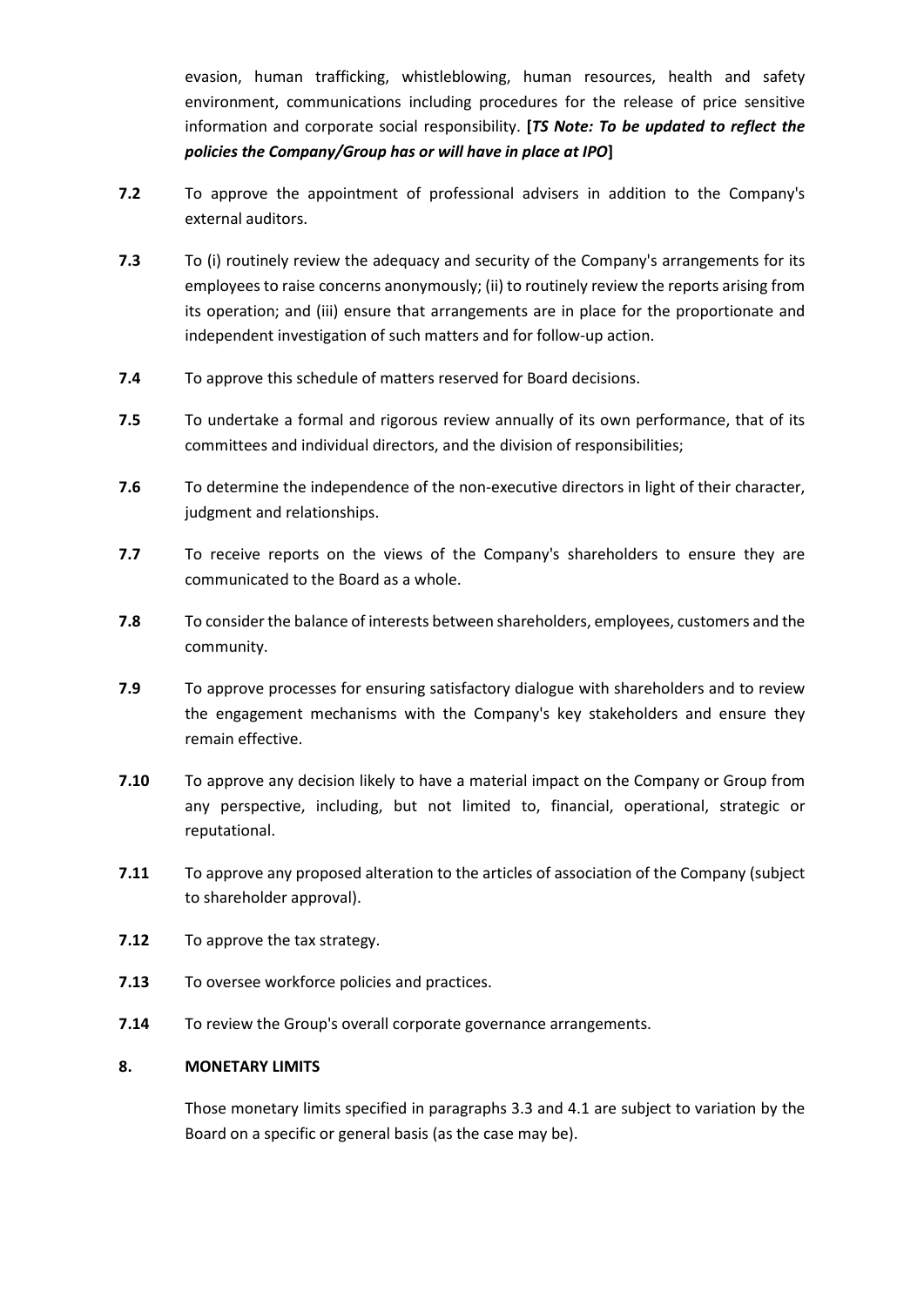evasion, human trafficking, whistleblowing, human resources, health and safety environment, communications including procedures for the release of price sensitive information and corporate social responsibility. **[*TS Note: To be updated to reflect the policies the Company/Group has or will have in place at IPO*]**

**7.2** To approve the appointment of professional advisers in addition to the Company's external auditors.

**7.3** To (i) routinely review the adequacy and security of the Company's arrangements for its employees to raise concerns anonymously; (ii) to routinely review the reports arising from its operation; and (iii) ensure that arrangements are in place for the proportionate and independent investigation of such matters and for follow-up action.

**7.4** To approve this schedule of matters reserved for Board decisions.

**7.5** To undertake a formal and rigorous review annually of its own performance, that of its committees and individual directors, and the division of responsibilities;

**7.6** To determine the independence of the non-executive directors in light of their character, judgment and relationships.

**7.7** To receive reports on the views of the Company's shareholders to ensure they are communicated to the Board as a whole.

**7.8** To consider the balance of interests between shareholders, employees, customers and the community.

**7.9** To approve processes for ensuring satisfactory dialogue with shareholders and to review the engagement mechanisms with the Company's key stakeholders and ensure they remain effective.

**7.10** To approve any decision likely to have a material impact on the Company or Group from any perspective, including, but not limited to, financial, operational, strategic or reputational.

**7.11** To approve any proposed alteration to the articles of association of the Company (subject to shareholder approval).

**7.12** To approve the tax strategy.

**7.13** To oversee workforce policies and practices.

**7.14** To review the Group's overall corporate governance arrangements.

## 8. MONETARY LIMITS

Those monetary limits specified in paragraphs 3.3 and 4.1 are subject to variation by the Board on a specific or general basis (as the case may be).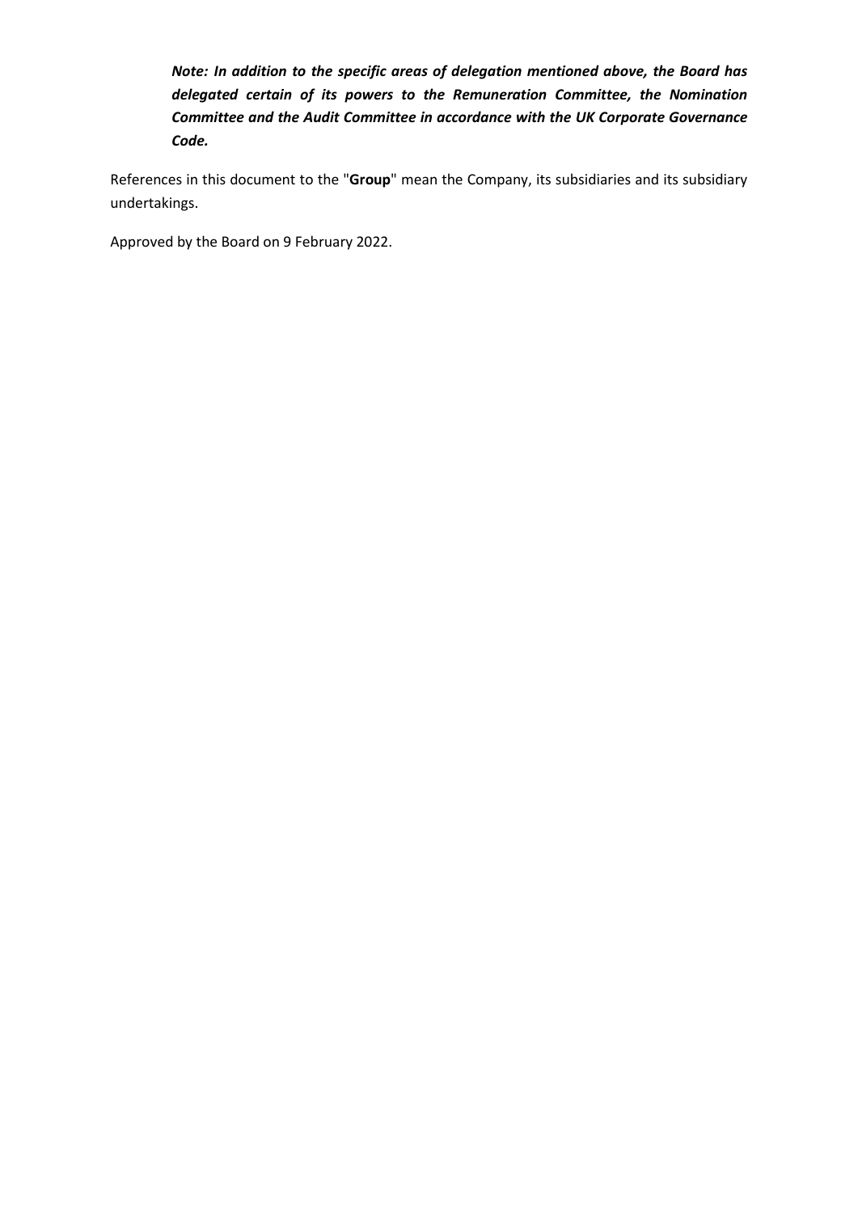***Note: In addition to the specific areas of delegation mentioned above, the Board has delegated certain of its powers to the Remuneration Committee, the Nomination Committee and the Audit Committee in accordance with the UK Corporate Governance Code.***

References in this document to the "**Group**" mean the Company, its subsidiaries and its subsidiary undertakings.

Approved by the Board on 9 February 2022.